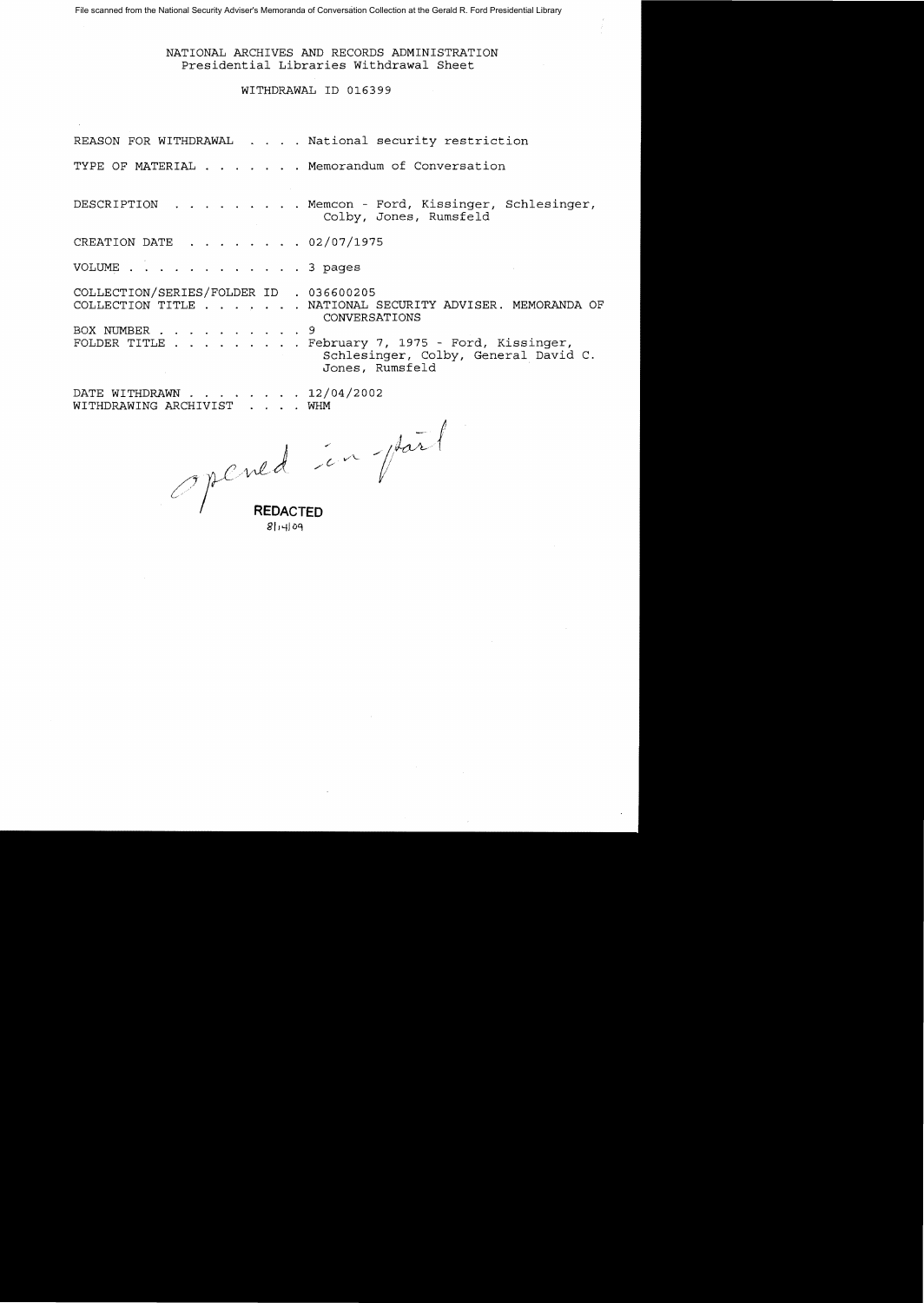File scanned from the National Security Adviser's Memoranda of Conversation Collection at the Gerald R. Ford Presidential Library

NATIONAL ARCHIVES AND RECORDS ADMINISTRATION
Presidential Libraries Withdrawal Sheet

WITHDRAWAL ID 016399

REASON FOR WITHDRAWAL . . . . National security restriction

TYPE OF MATERIAL . . . . . . . Memorandum of Conversation

DESCRIPTION . . . . . . . . . Memcon - Ford, Kissinger, Schlesinger, Colby, Jones, Rumsfeld

CREATION DATE . . . . . . . . 02/07/1975

VOLUME . . . . . . . . . . . . 3 pages

COLLECTION/SERIES/FOLDER ID . 036600205
COLLECTION TITLE . . . . . . . NATIONAL SECURITY ADVISER. MEMORANDA OF CONVERSATIONS
BOX NUMBER . . . . . . . . . . 9
FOLDER TITLE . . . . . . . . . February 7, 1975 - Ford, Kissinger, Schlesinger, Colby, General David C. Jones, Rumsfeld

DATE WITHDRAWN . . . . . . . . 12/04/2002
WITHDRAWING ARCHIVIST . . . . WHM

opened in part

REDACTED
8/14/09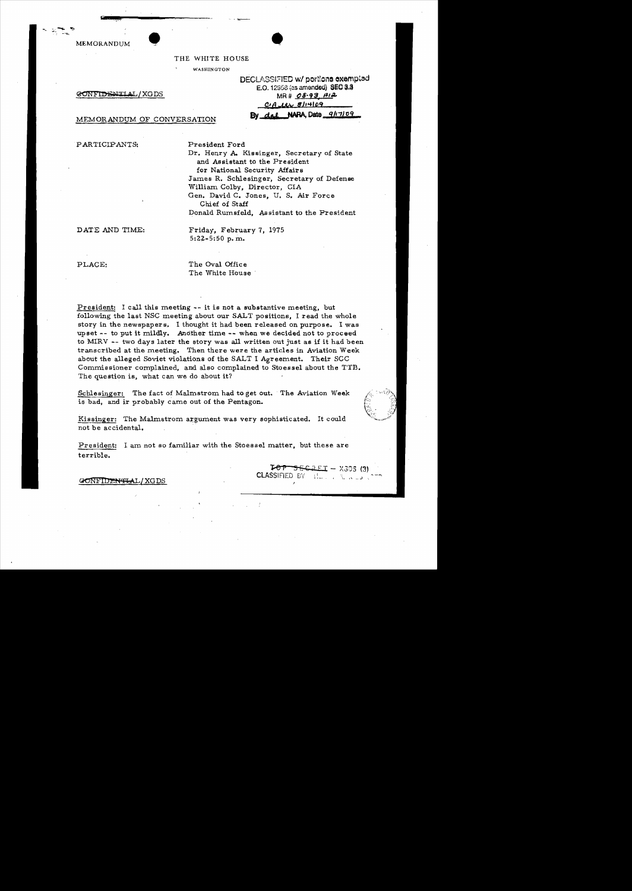MEMORANDUM

THE WHITE HOUSE

WASHINGTON

DECLASSIFIED w/ portions exempted
E.O. 12958 (as amended) SEC 3.3
MR # 08-93, #12
CIA ltr 8/14/09
By dal NARA, Date 9/17/09

~~CONFIDENTIAL~~/XGDS

MEMORANDUM OF CONVERSATION

PARTICIPANTS: President Ford
Dr. Henry A. Kissinger, Secretary of State and Assistant to the President for National Security Affairs
James R. Schlesinger, Secretary of Defense
William Colby, Director, CIA
Gen. David C. Jones, U. S. Air Force Chief of Staff
Donald Rumsfeld, Assistant to the President

DATE AND TIME: Friday, February 7, 1975
5:22-5:50 p.m.

PLACE: The Oval Office
The White House

President: I call this meeting -- it is not a substantive meeting, but following the last NSC meeting about our SALT positions, I read the whole story in the newspapers. I thought it had been released on purpose. I was upset -- to put it mildly. Another time -- when we decided not to proceed to MIRV -- two days later the story was all written out just as if it had been transcribed at the meeting. Then there were the articles in Aviation Week about the alleged Soviet violations of the SALT I Agreement. Their SCC Commissioner complained, and also complained to Stoessel about the TTB. The question is, what can we do about it?

Schlesinger: The fact of Malmstrom had to get out. The Aviation Week is bad, and ir probably came out of the Pentagon.

Kissinger: The Malmstrom argument was very sophisticated. It could not be accidental.

President: I am not so familiar with the Stoessel matter, but these are terrible.

~~TOP SECRET~~ – XGDS (3)
CLASSIFIED BY

~~CONFIDENTIAL~~/XGDS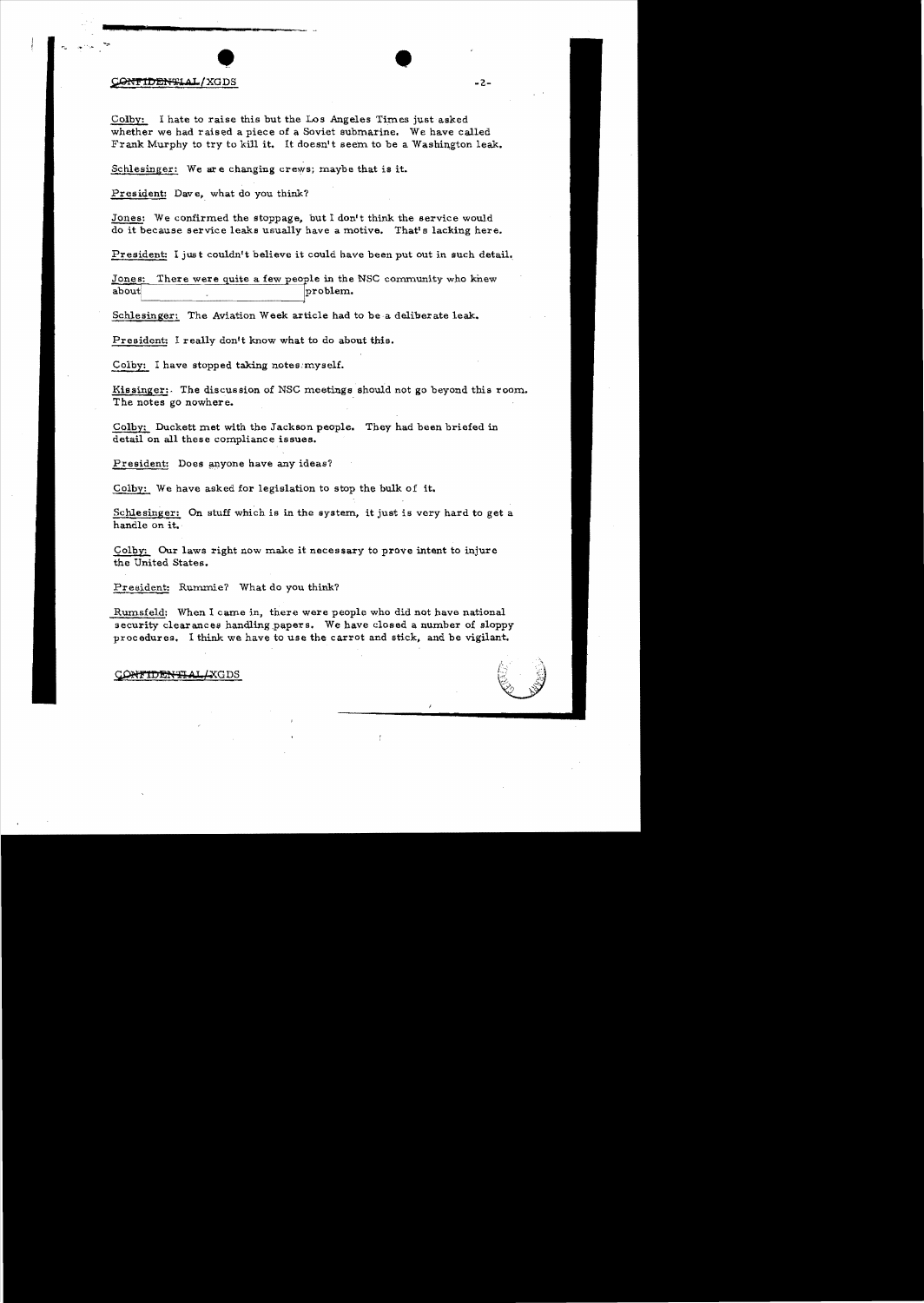CONFIDENTIAL/XGDS

Colby: I hate to raise this but the Los Angeles Times just asked whether we had raised a piece of a Soviet submarine. We have called Frank Murphy to try to kill it. It doesn't seem to be a Washington leak.

Schlesinger: We are changing crews; maybe that is it.

President: Dave, what do you think?

Jones: We confirmed the stoppage, but I don't think the service would do it because service leaks usually have a motive. That's lacking here.

President: I just couldn't believe it could have been put out in such detail.

Jones: There were quite a few people in the NSC community who knew about [redacted] problem.

Schlesinger: The Aviation Week article had to be a deliberate leak.

President: I really don't know what to do about this.

Colby: I have stopped taking notes myself.

Kissinger: The discussion of NSC meetings should not go beyond this room. The notes go nowhere.

Colby: Duckett met with the Jackson people. They had been briefed in detail on all these compliance issues.

President: Does anyone have any ideas?

Colby: We have asked for legislation to stop the bulk of it.

Schlesinger: On stuff which is in the system, it just is very hard to get a handle on it.

Colby: Our laws right now make it necessary to prove intent to injure the United States.

President: Rummie? What do you think?

Rumsfeld: When I came in, there were people who did not have national security clearances handling papers. We have closed a number of sloppy procedures. I think we have to use the carrot and stick, and be vigilant.

CONFIDENTIAL/XGDS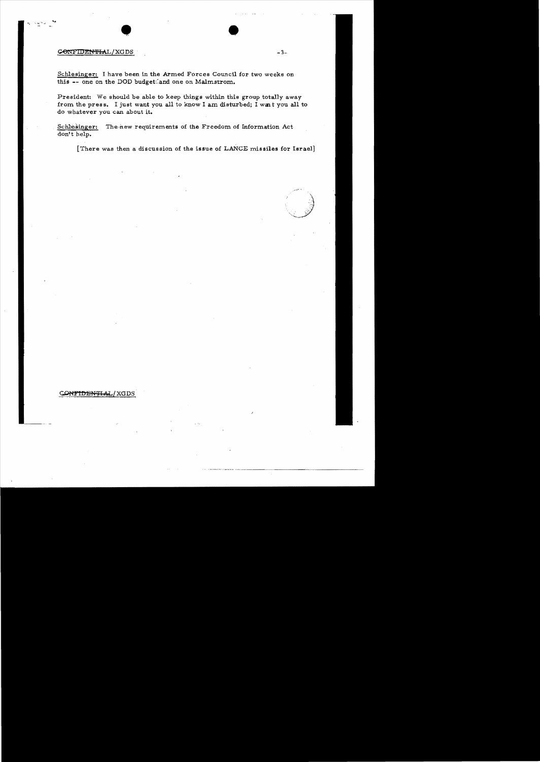CONFIDENTIAL/XGDS

Schlesinger: I have been in the Armed Forces Council for two weeks on this -- one on the DOD budget and one on Malmstrom.

President: We should be able to keep things within this group totally away from the press. I just want you all to know I am disturbed; I want you all to do whatever you can about it.

Schlesinger: The new requirements of the Freedom of Information Act don't help.

[There was then a discussion of the issue of LANCE missiles for Israel]

CONFIDENTIAL/XGDS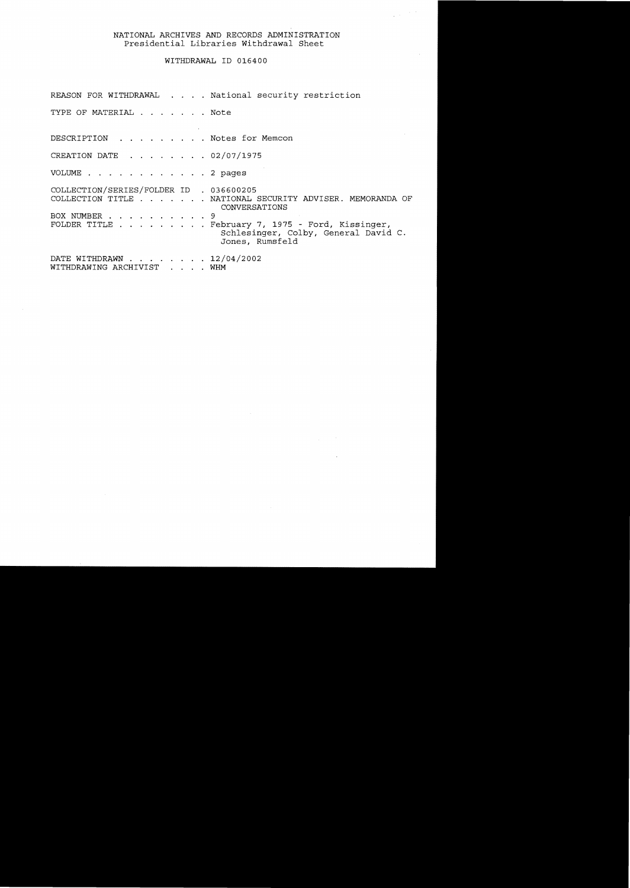NATIONAL ARCHIVES AND RECORDS ADMINISTRATION
Presidential Libraries Withdrawal Sheet

WITHDRAWAL ID 016400

| | |
|---|---|
| REASON FOR WITHDRAWAL . . . . | National security restriction |
| TYPE OF MATERIAL . . . . . . . | Note |
| DESCRIPTION . . . . . . . . . | Notes for Memcon |
| CREATION DATE . . . . . . . . | 02/07/1975 |
| VOLUME . . . . . . . . . . . . | 2 pages |
| COLLECTION/SERIES/FOLDER ID . | 036600205 |
| COLLECTION TITLE . . . . . . . | NATIONAL SECURITY ADVISER. MEMORANDA OF CONVERSATIONS |
| BOX NUMBER . . . . . . . . . . | 9 |
| FOLDER TITLE . . . . . . . . . | February 7, 1975 - Ford, Kissinger, Schlesinger, Colby, General David C. Jones, Rumsfeld |
| DATE WITHDRAWN . . . . . . . . | 12/04/2002 |
| WITHDRAWING ARCHIVIST . . . . | WHM |